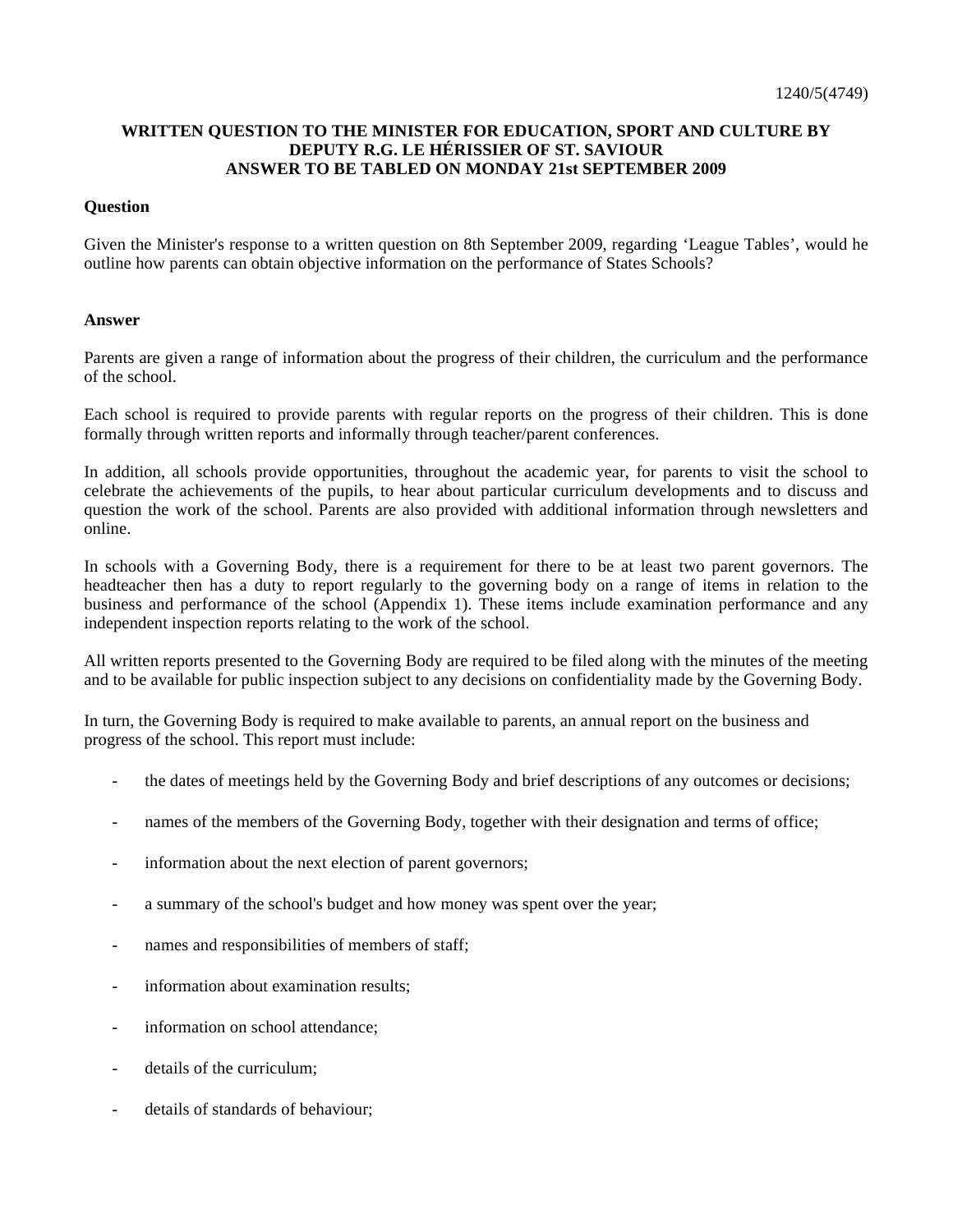1240/5(4749)

**WRITTEN QUESTION TO THE MINISTER FOR EDUCATION, SPORT AND CULTURE BY DEPUTY R.G. LE HÉRISSIER OF ST. SAVIOUR**
**ANSWER TO BE TABLED ON MONDAY 21st SEPTEMBER 2009**

**Question**

Given the Minister's response to a written question on 8th September 2009, regarding 'League Tables', would he outline how parents can obtain objective information on the performance of States Schools?

**Answer**

Parents are given a range of information about the progress of their children, the curriculum and the performance of the school.

Each school is required to provide parents with regular reports on the progress of their children. This is done formally through written reports and informally through teacher/parent conferences.

In addition, all schools provide opportunities, throughout the academic year, for parents to visit the school to celebrate the achievements of the pupils, to hear about particular curriculum developments and to discuss and question the work of the school. Parents are also provided with additional information through newsletters and online.

In schools with a Governing Body, there is a requirement for there to be at least two parent governors. The headteacher then has a duty to report regularly to the governing body on a range of items in relation to the business and performance of the school (Appendix 1). These items include examination performance and any independent inspection reports relating to the work of the school.

All written reports presented to the Governing Body are required to be filed along with the minutes of the meeting and to be available for public inspection subject to any decisions on confidentiality made by the Governing Body.

In turn, the Governing Body is required to make available to parents, an annual report on the business and progress of the school. This report must include:

- the dates of meetings held by the Governing Body and brief descriptions of any outcomes or decisions;
- names of the members of the Governing Body, together with their designation and terms of office;
- information about the next election of parent governors;
- a summary of the school's budget and how money was spent over the year;
- names and responsibilities of members of staff;
- information about examination results;
- information on school attendance;
- details of the curriculum;
- details of standards of behaviour;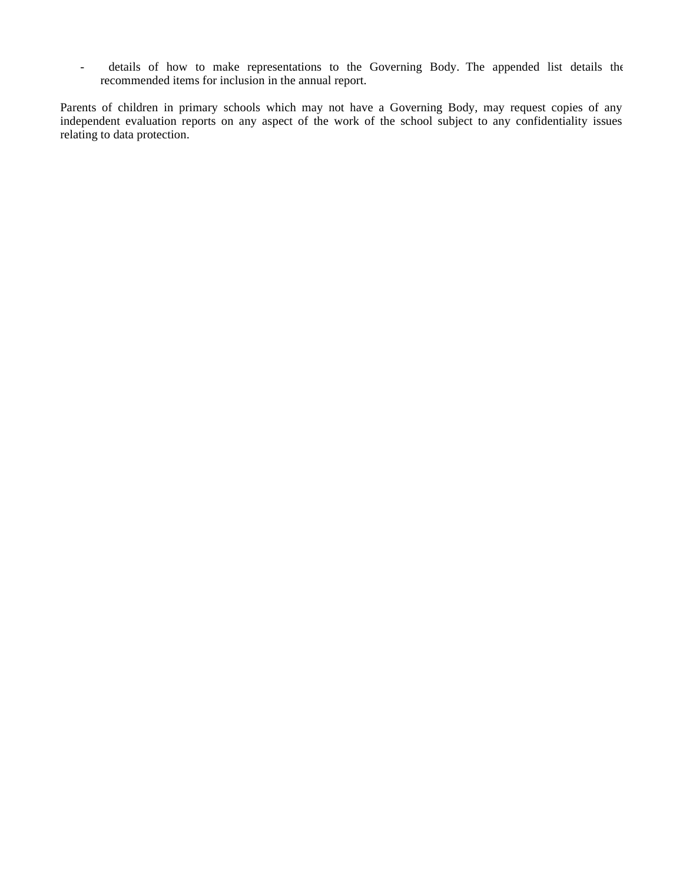- details of how to make representations to the Governing Body. The appended list details the recommended items for inclusion in the annual report.

Parents of children in primary schools which may not have a Governing Body, may request copies of any independent evaluation reports on any aspect of the work of the school subject to any confidentiality issues relating to data protection.